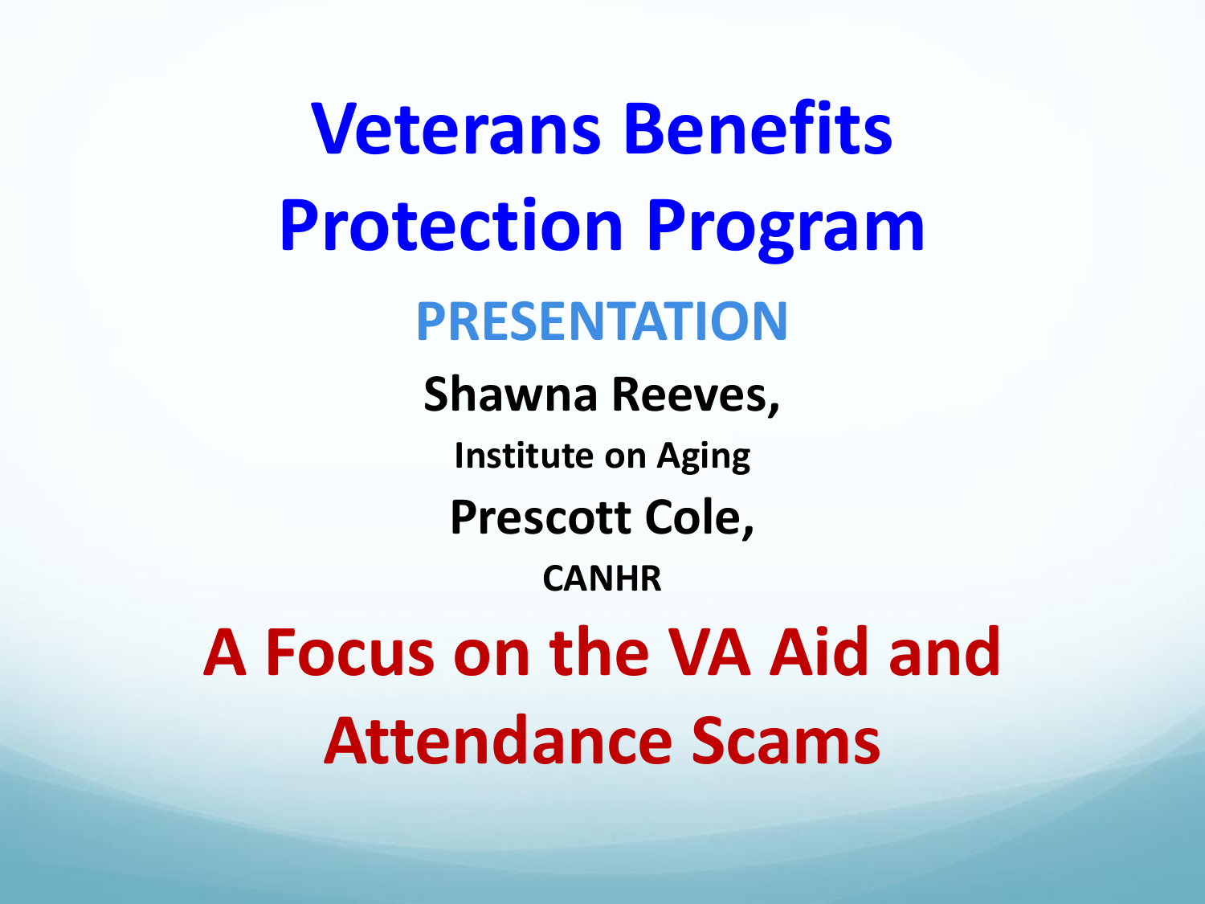# Veterans Benefits Protection Program

## PRESENTATION

**Shawna Reeves,**

**Institute on Aging**

**Prescott Cole,**

**CANHR**

## A Focus on the VA Aid and Attendance Scams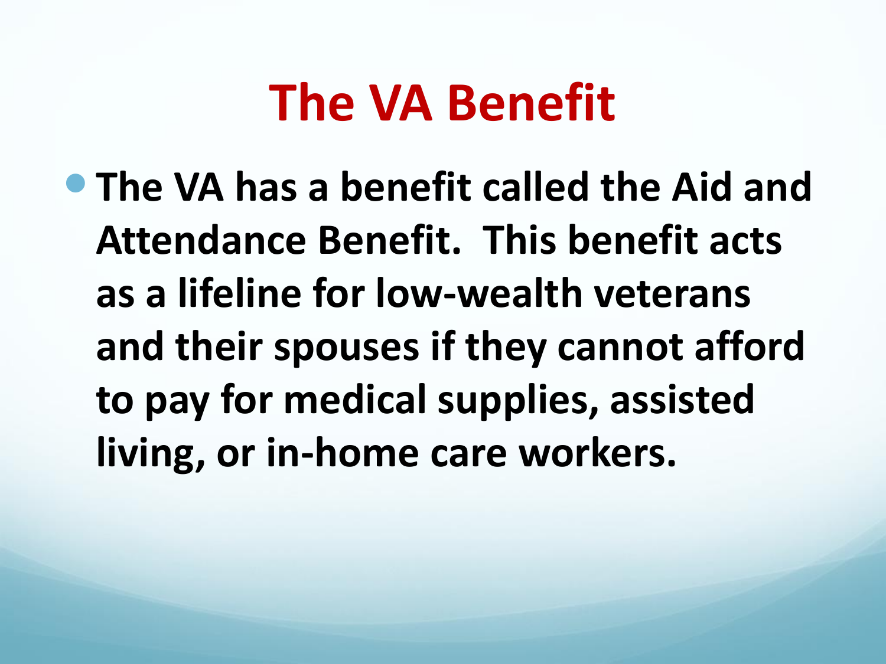# The VA Benefit

- **The VA has a benefit called the Aid and Attendance Benefit. This benefit acts as a lifeline for low-wealth veterans and their spouses if they cannot afford to pay for medical supplies, assisted living, or in-home care workers.**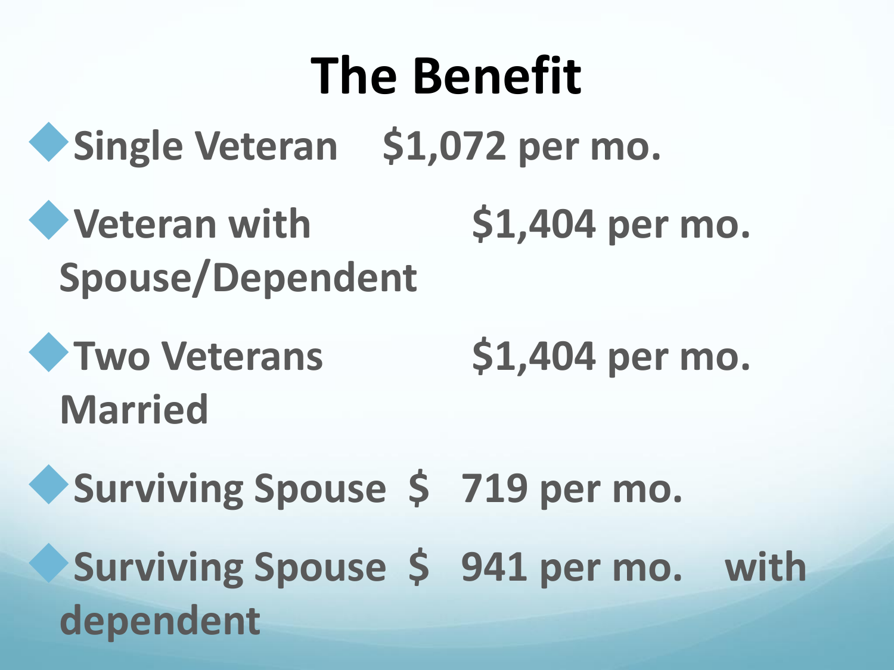# The Benefit

- Single Veteran $1,072 per mo.
- Veteran with Spouse/Dependent $1,404 per mo.
- Two Veterans Married $1,404 per mo.
- Surviving Spouse $ 719 per mo.
- Surviving Spouse $ 941 per mo. with dependent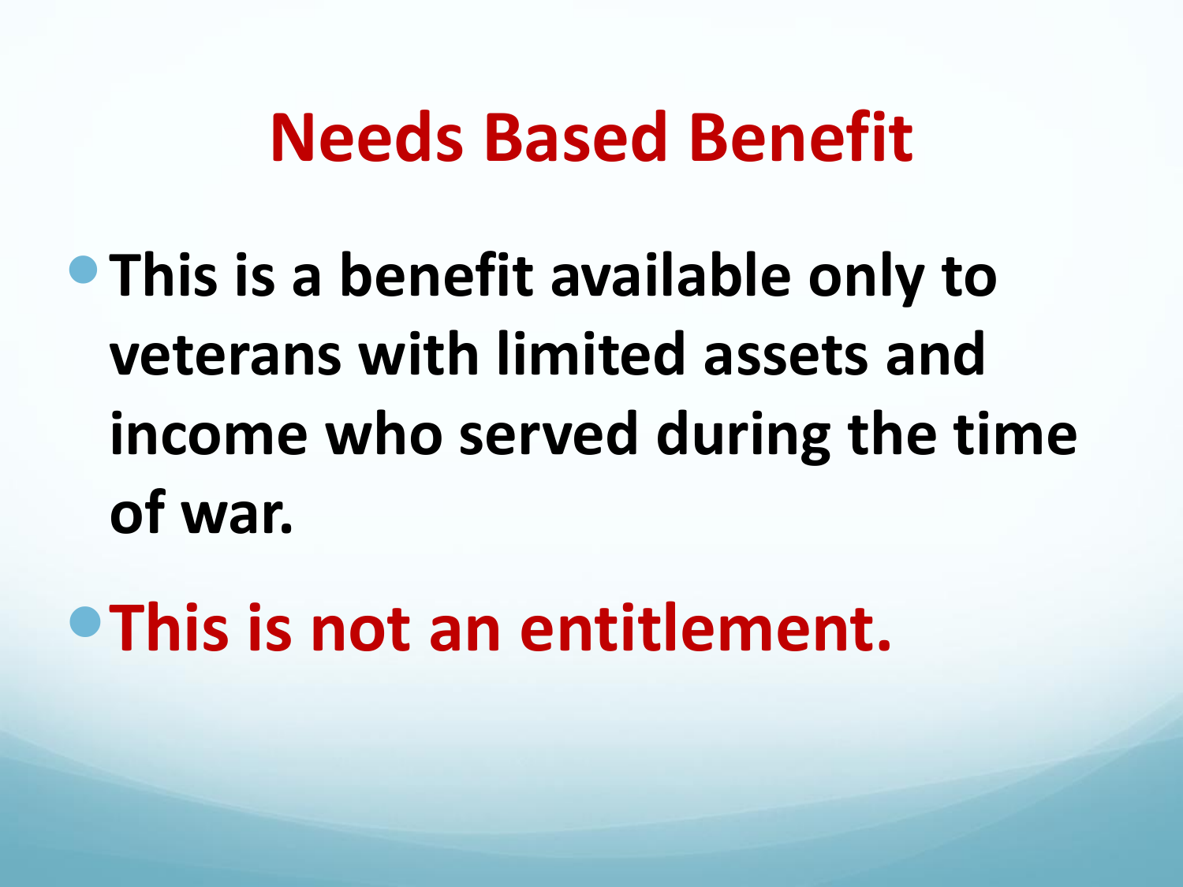# Needs Based Benefit

- **This is a benefit available only to veterans with limited assets and income who served during the time of war.**
- **This is not an entitlement.**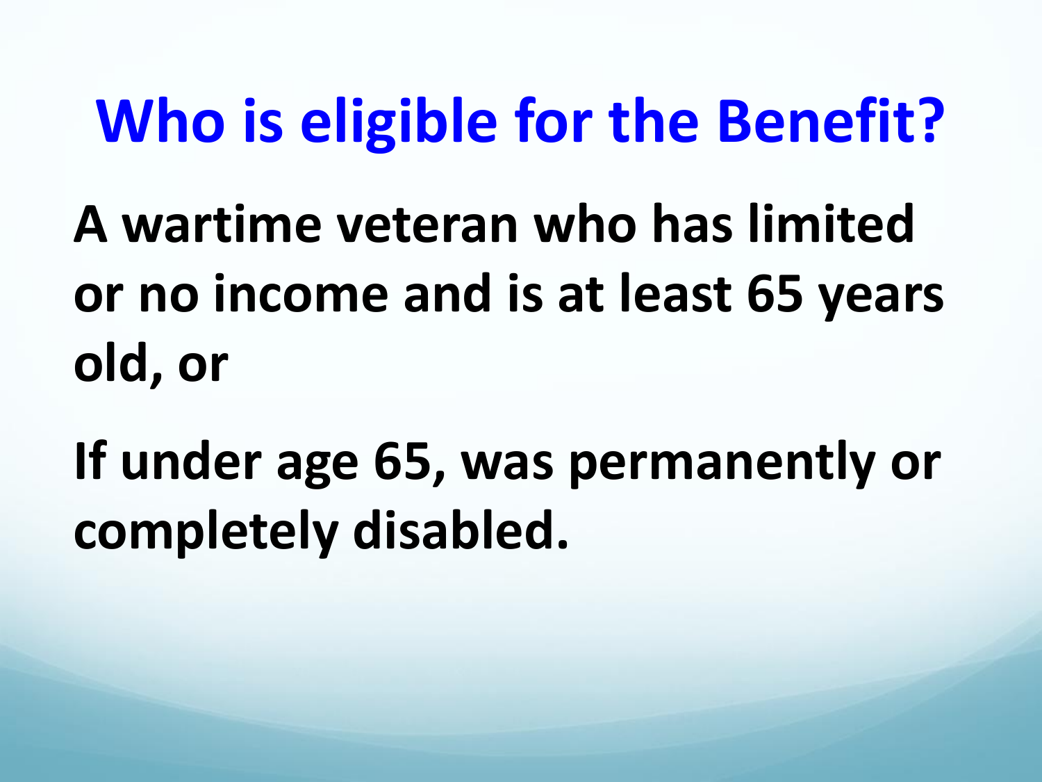# Who is eligible for the Benefit?

**A wartime veteran who has limited or no income and is at least 65 years old, or**

**If under age 65, was permanently or completely disabled.**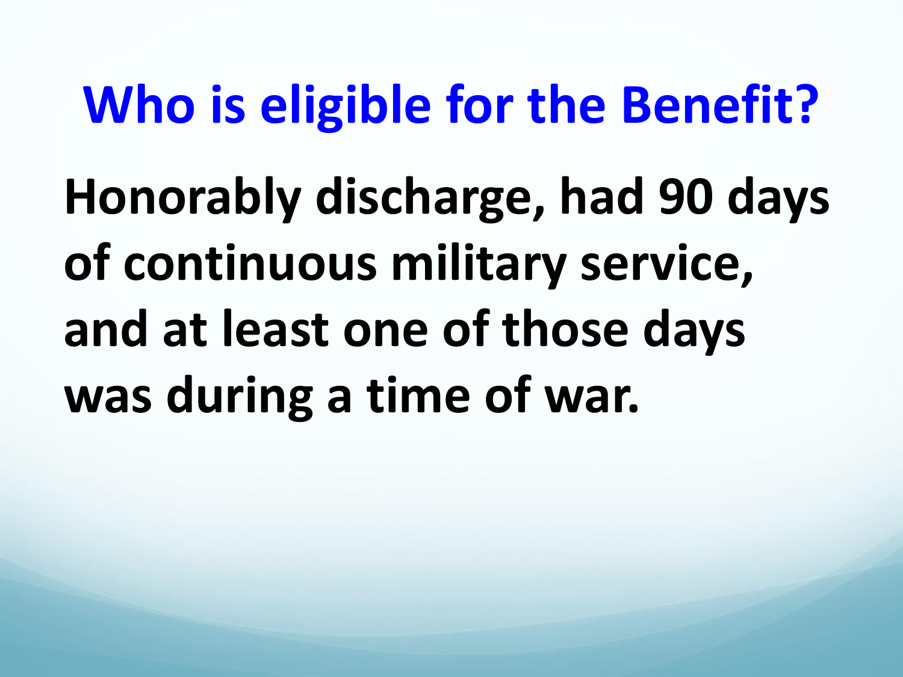# Who is eligible for the Benefit?

**Honorably discharge, had 90 days of continuous military service, and at least one of those days was during a time of war.**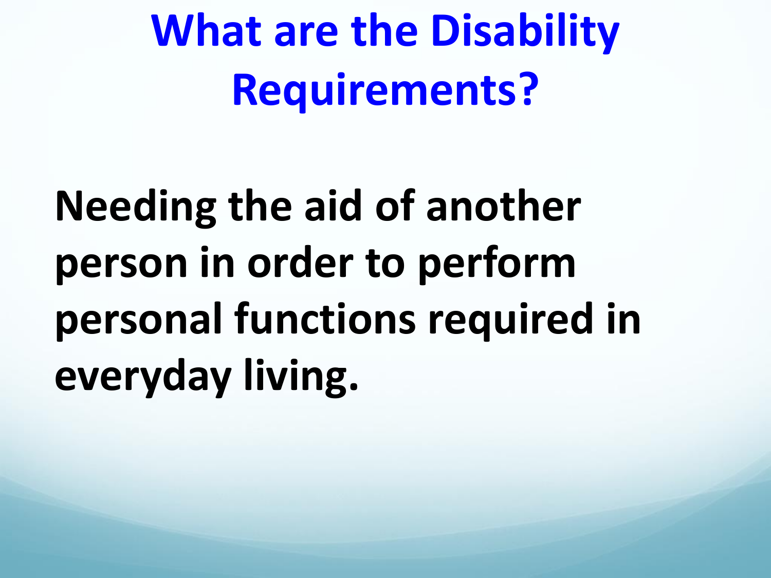# What are the Disability Requirements?

**Needing the aid of another person in order to perform personal functions required in everyday living.**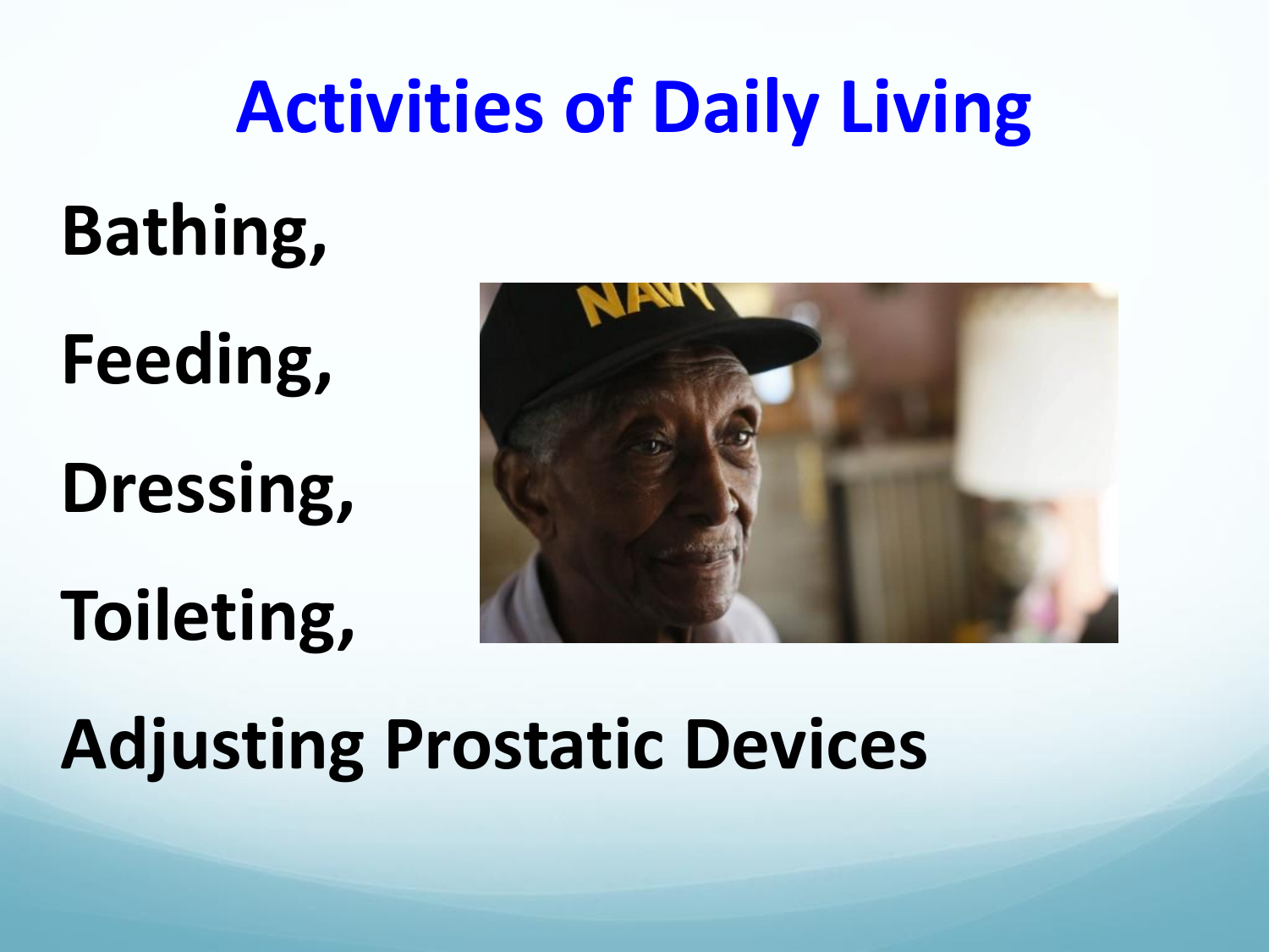# Activities of Daily Living

**Bathing,**

**Feeding,**

**Dressing,**

**Toileting,**

**Adjusting Prostatic Devices**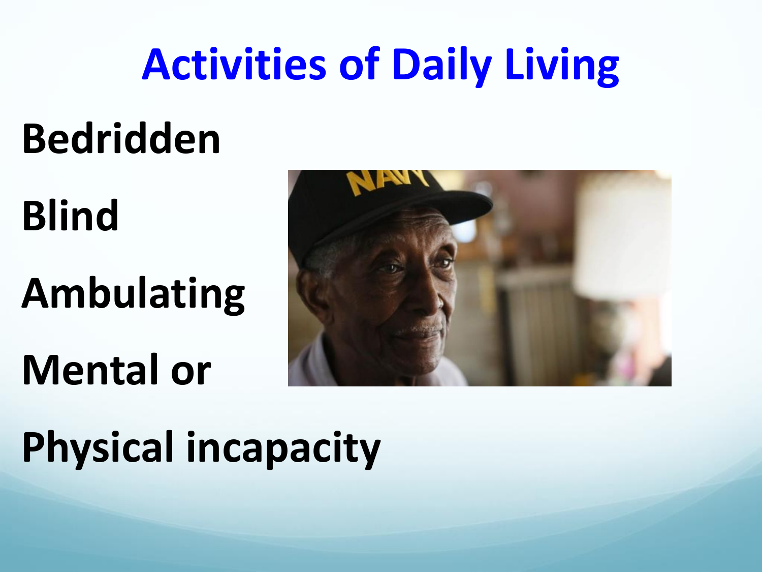# Activities of Daily Living

Bedridden

Blind

Ambulating

Mental or

Physical incapacity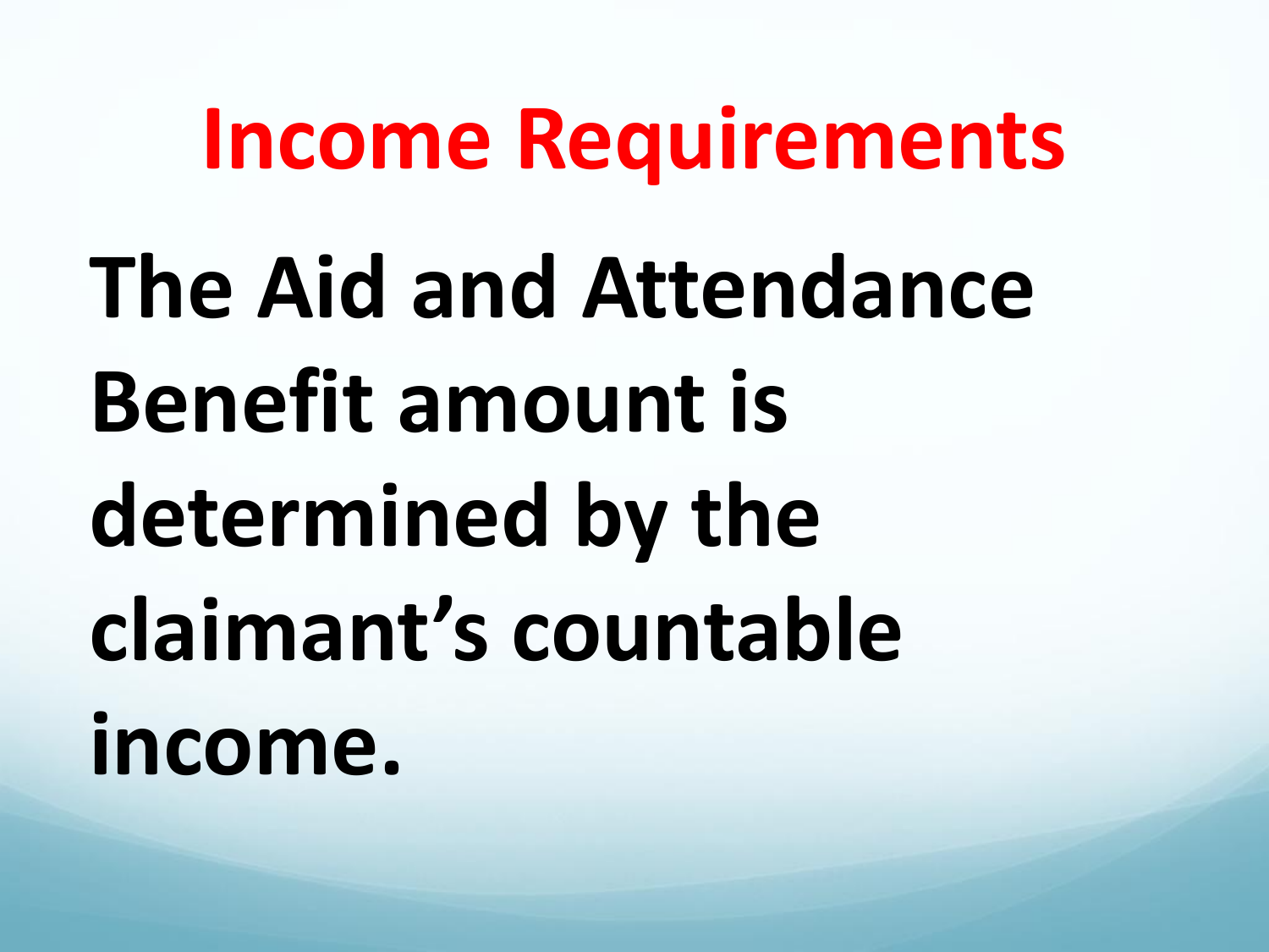# Income Requirements

**The Aid and Attendance Benefit amount is determined by the claimant's countable income.**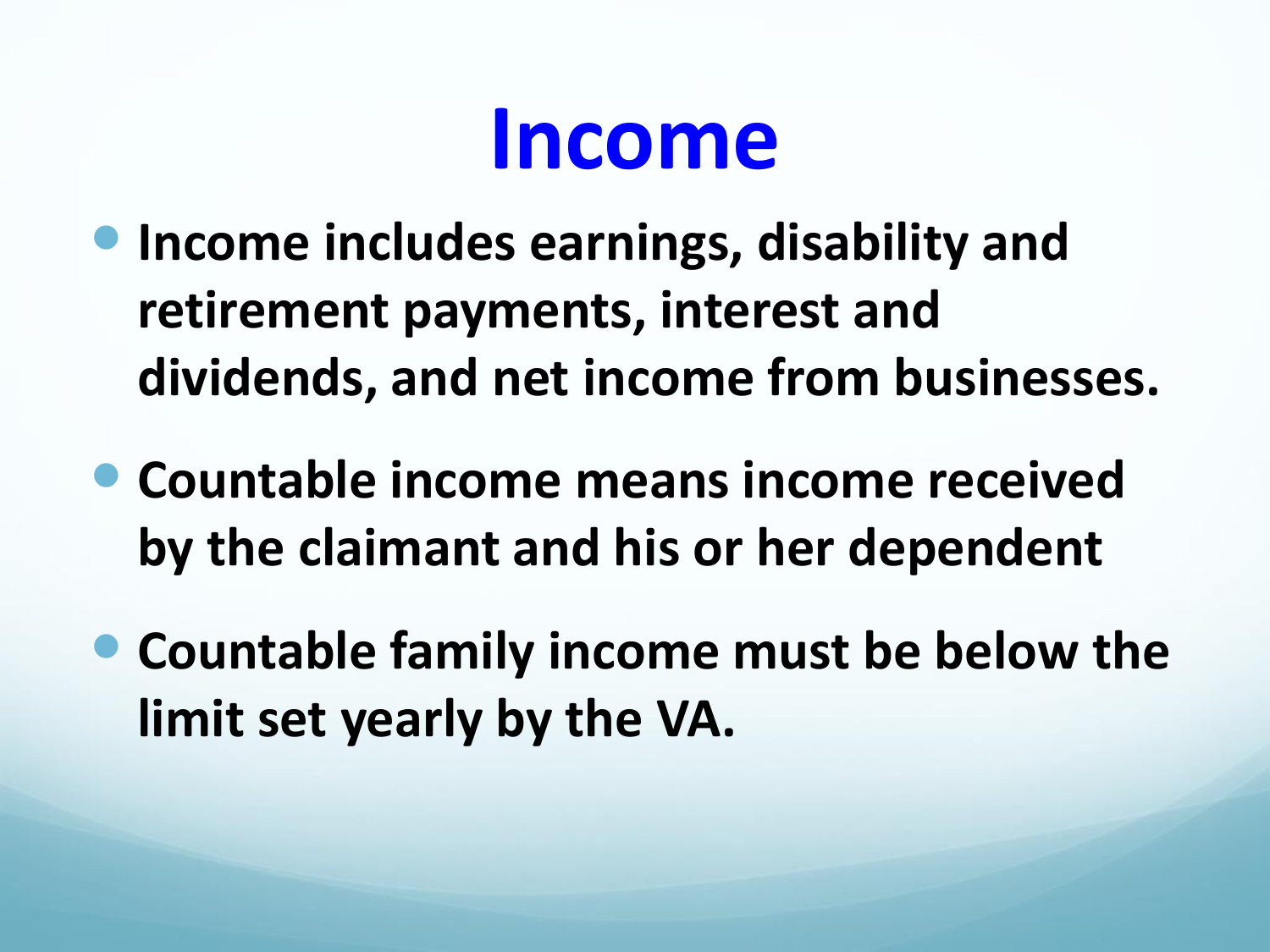# Income

- **Income includes earnings, disability and retirement payments, interest and dividends, and net income from businesses.**
- **Countable income means income received by the claimant and his or her dependent**
- **Countable family income must be below the limit set yearly by the VA.**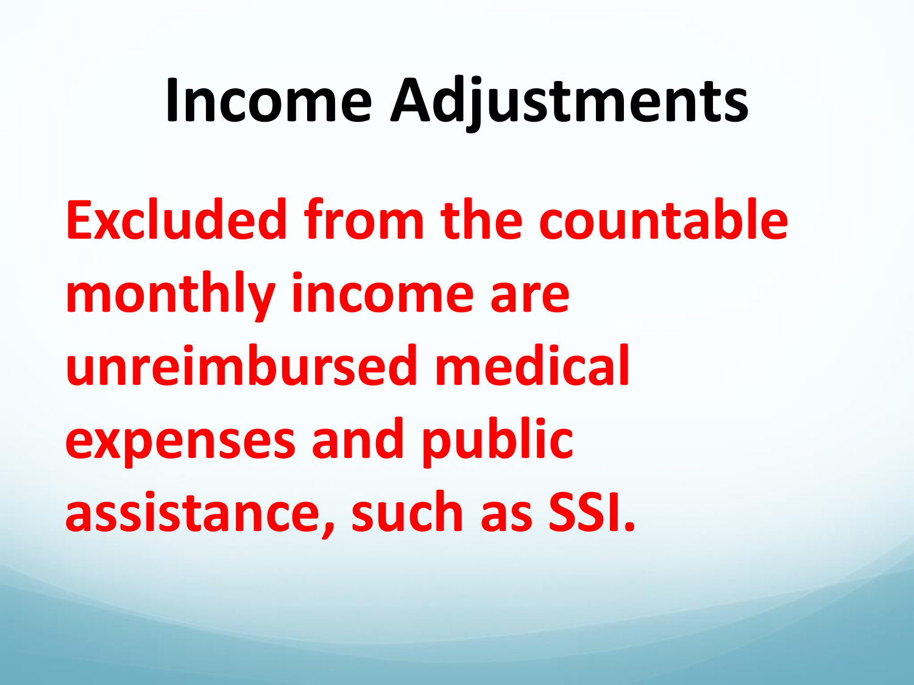# Income Adjustments

**Excluded from the countable monthly income are unreimbursed medical expenses and public assistance, such as SSI.**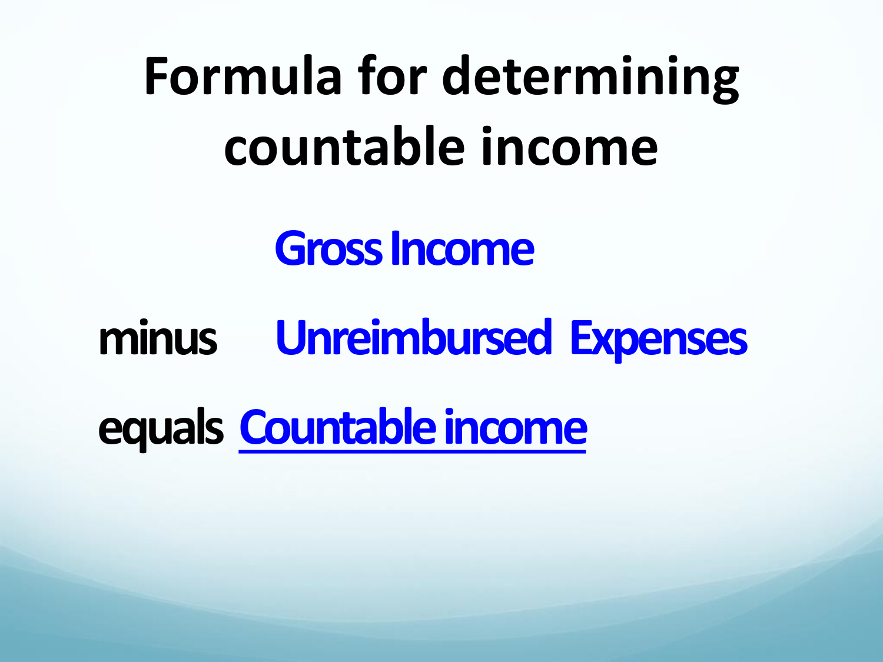# Formula for determining countable income

Gross Income

minus Unreimbursed Expenses

equals Countable income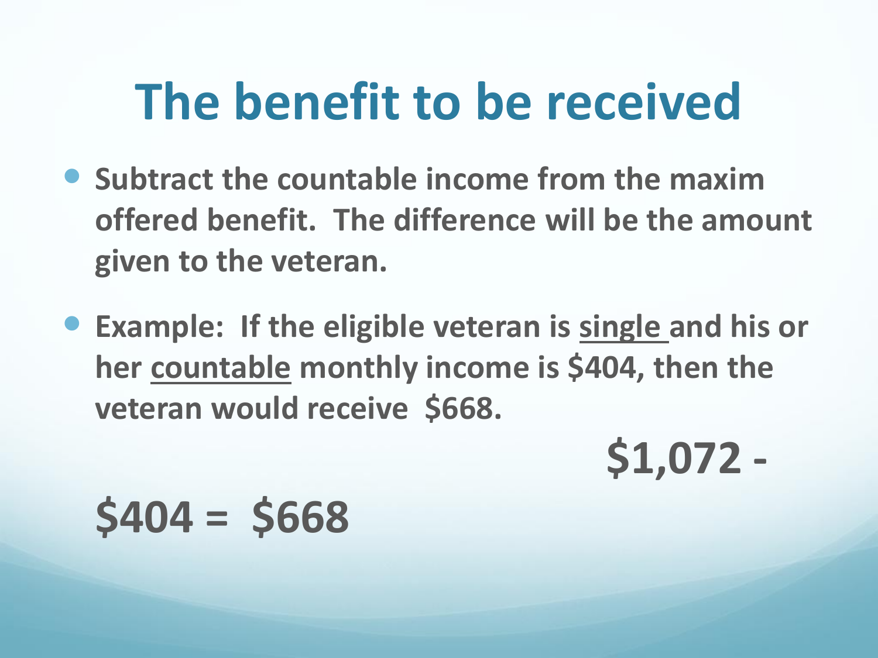# The benefit to be received

- **Subtract the countable income from the maxim offered benefit. The difference will be the amount given to the veteran.**

- **Example: If the eligible veteran is <u>single</u> and his or her <u>countable</u> monthly income is \$404, then the veteran would receive \$668.**

**\$1,072 -**

**\$404 = \$668**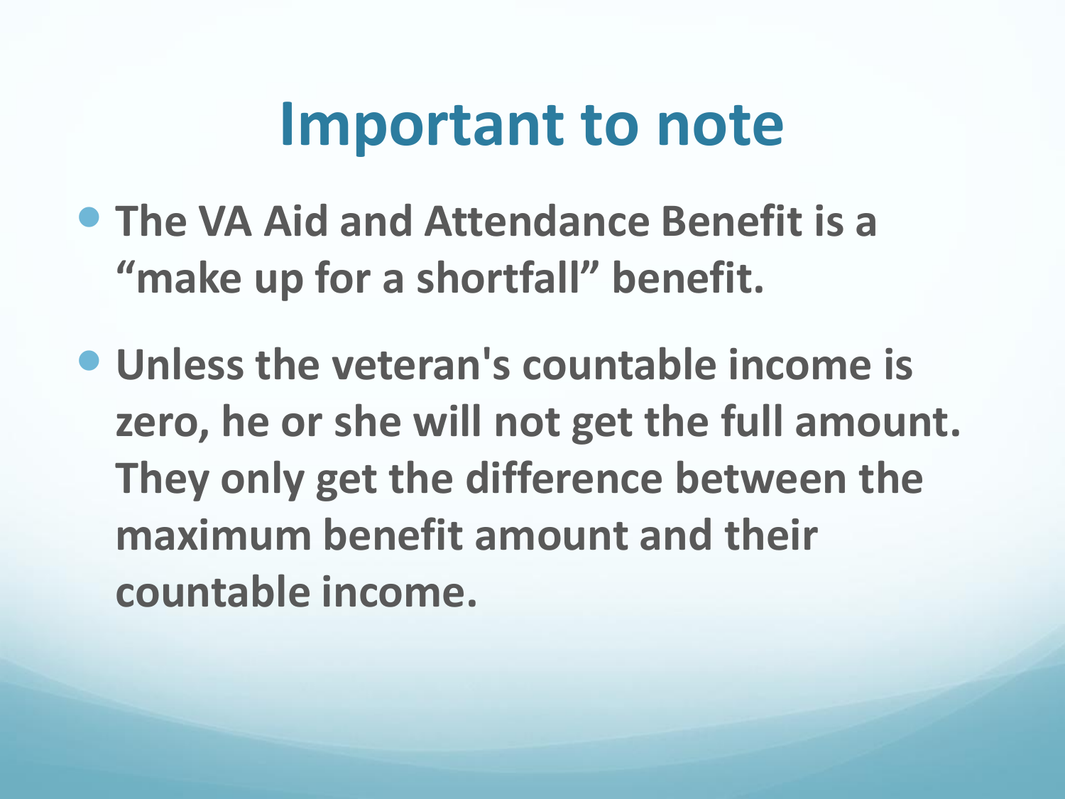# Important to note

- **The VA Aid and Attendance Benefit is a "make up for a shortfall" benefit.**
- **Unless the veteran's countable income is zero, he or she will not get the full amount. They only get the difference between the maximum benefit amount and their countable income.**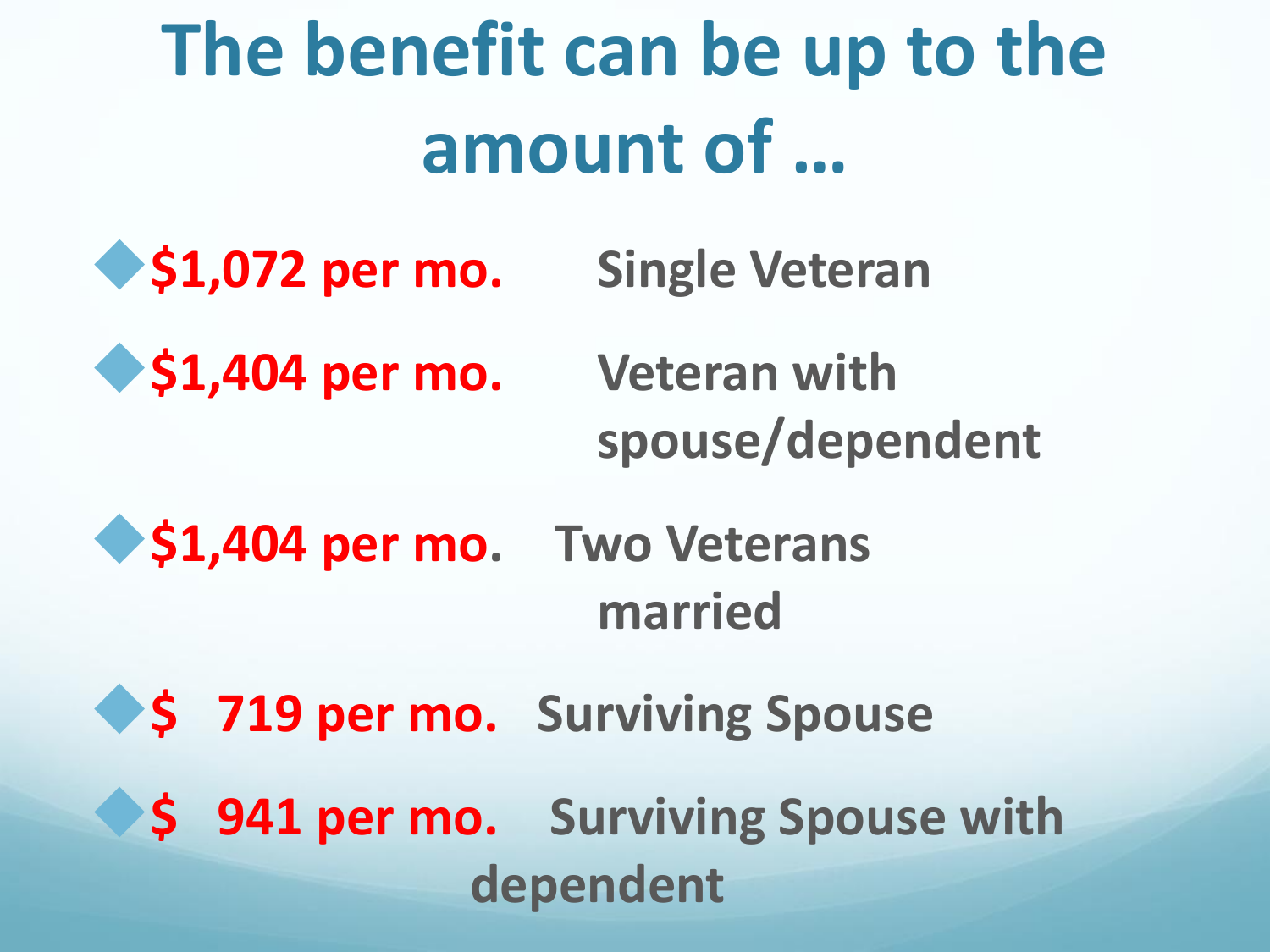# The benefit can be up to the amount of …

- **$1,072 per mo.** Single Veteran
- **$1,404 per mo.** Veteran with spouse/dependent
- **$1,404 per mo.** Two Veterans married
- **$ 719 per mo.** Surviving Spouse
- **$ 941 per mo.** Surviving Spouse with dependent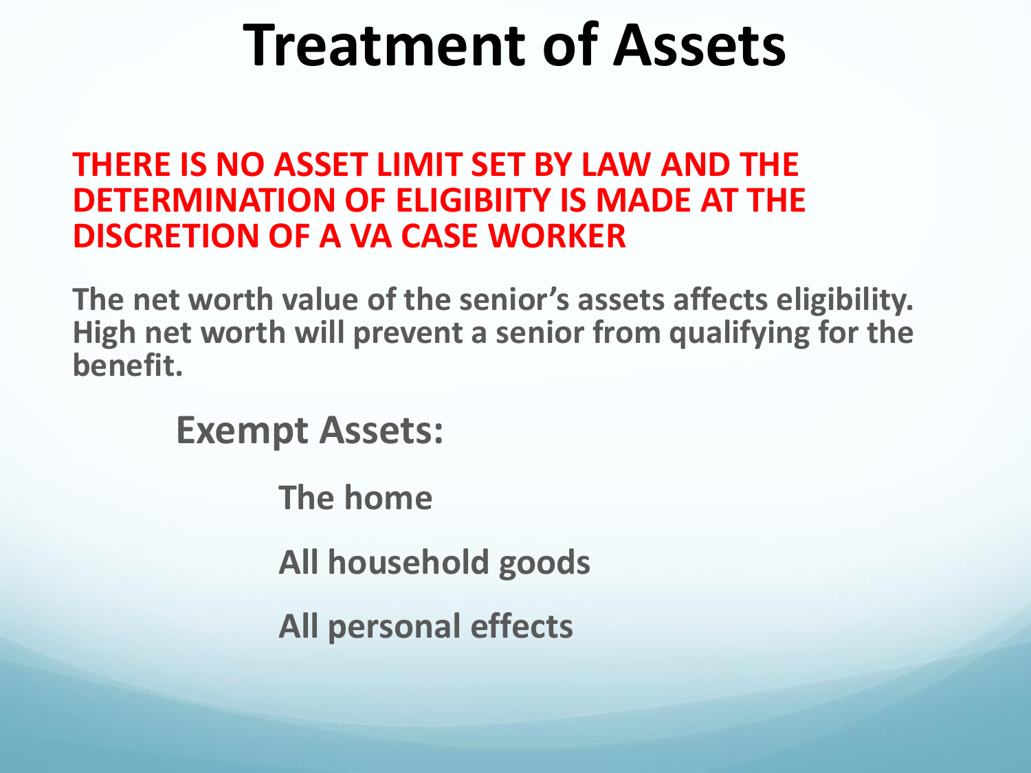# Treatment of Assets

**THERE IS NO ASSET LIMIT SET BY LAW AND THE DETERMINATION OF ELIGIBIITY IS MADE AT THE DISCRETION OF A VA CASE WORKER**

**The net worth value of the senior's assets affects eligibility. High net worth will prevent a senior from qualifying for the benefit.**

**Exempt Assets:**

- **The home**
- **All household goods**
- **All personal effects**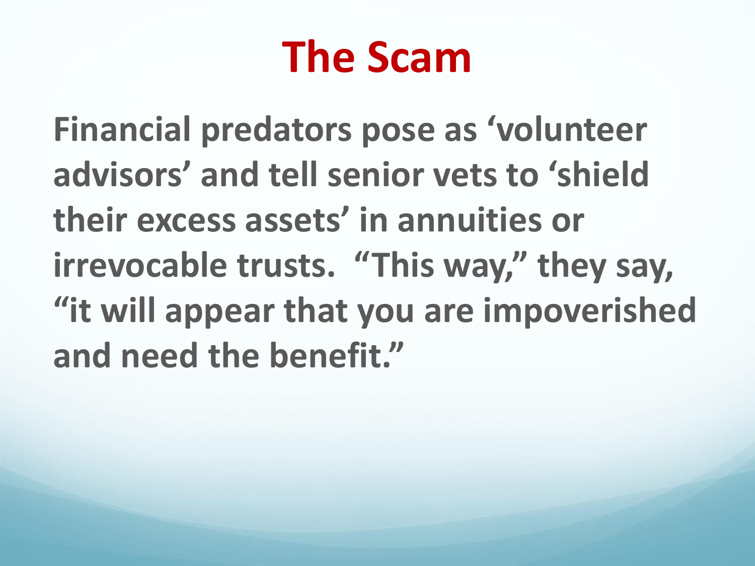# The Scam

**Financial predators pose as 'volunteer advisors' and tell senior vets to 'shield their excess assets' in annuities or irrevocable trusts. "This way," they say, "it will appear that you are impoverished and need the benefit."**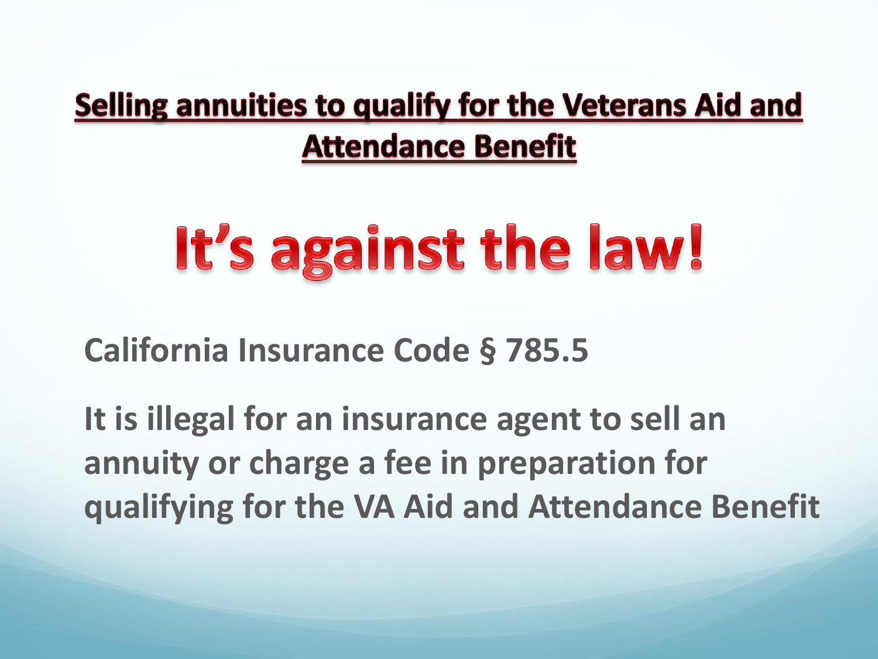## Selling annuities to qualify for the Veterans Aid and Attendance Benefit

# It's against the law!

**California Insurance Code § 785.5**

**It is illegal for an insurance agent to sell an annuity or charge a fee in preparation for qualifying for the VA Aid and Attendance Benefit**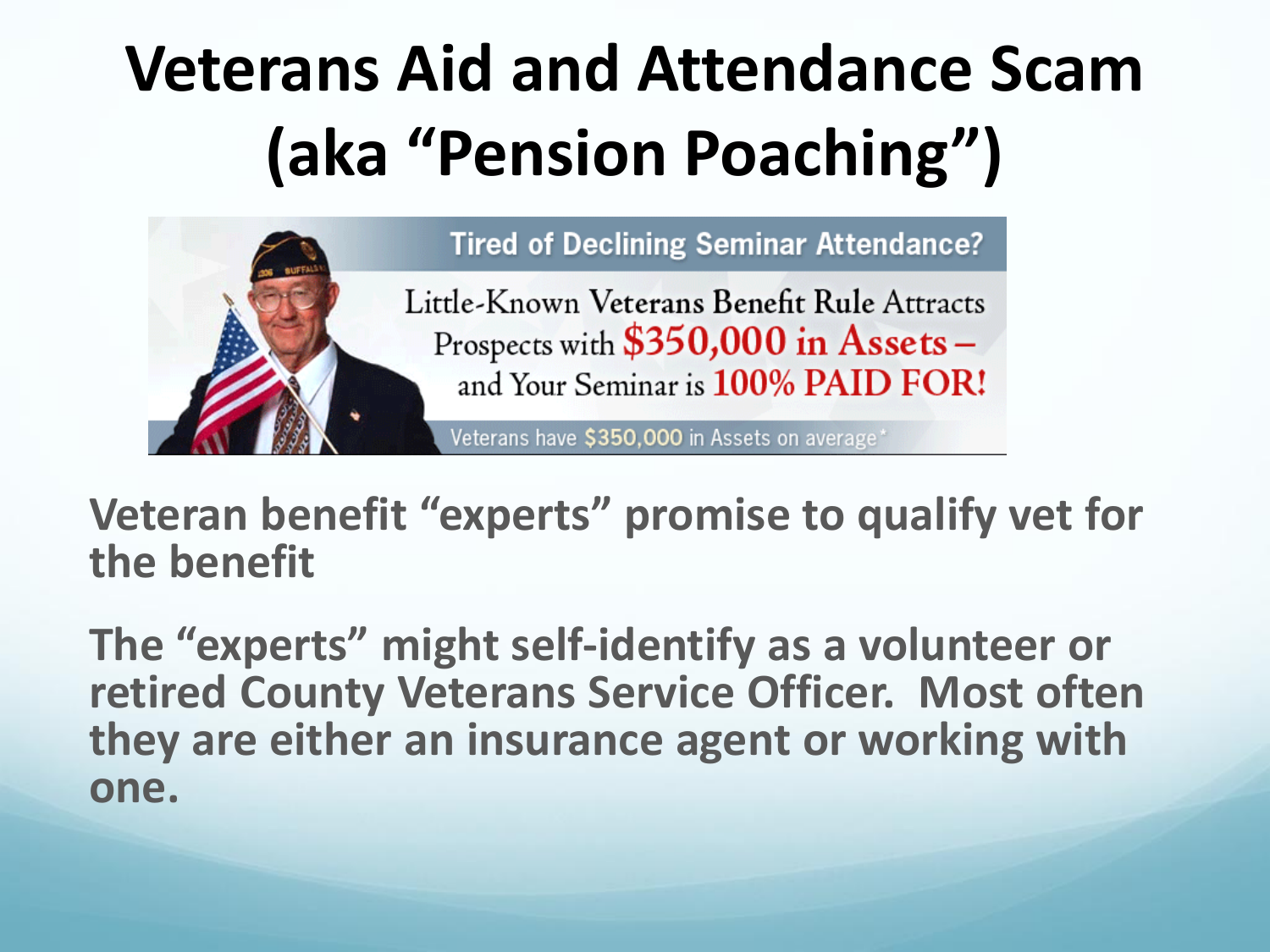# Veterans Aid and Attendance Scam (aka "Pension Poaching")

Tired of Declining Seminar Attendance?

Little-Known Veterans Benefit Rule Attracts Prospects with $350,000 in Assets – and Your Seminar is 100% PAID FOR!

Veterans have $350,000 in Assets on average*

**Veteran benefit "experts" promise to qualify vet for the benefit**

**The "experts" might self-identify as a volunteer or retired County Veterans Service Officer. Most often they are either an insurance agent or working with one.**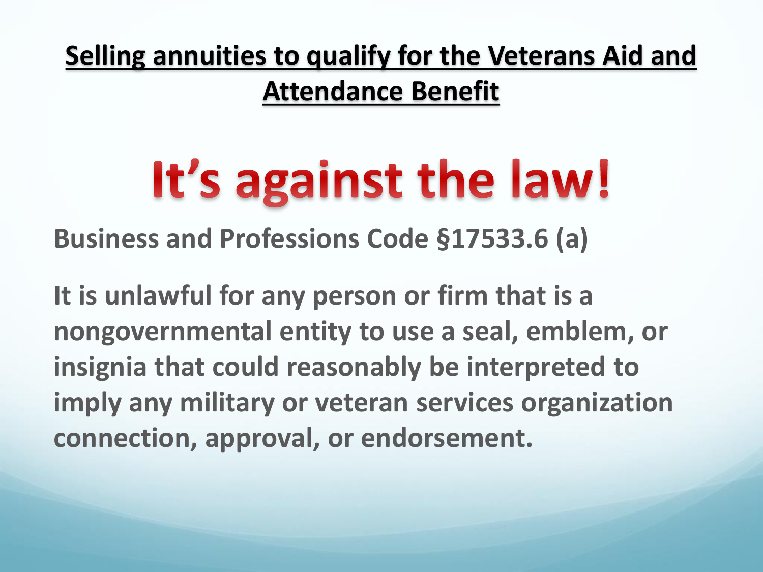## Selling annuities to qualify for the Veterans Aid and Attendance Benefit

# It's against the law!

**Business and Professions Code §17533.6 (a)**

**It is unlawful for any person or firm that is a nongovernmental entity to use a seal, emblem, or insignia that could reasonably be interpreted to imply any military or veteran services organization connection, approval, or endorsement.**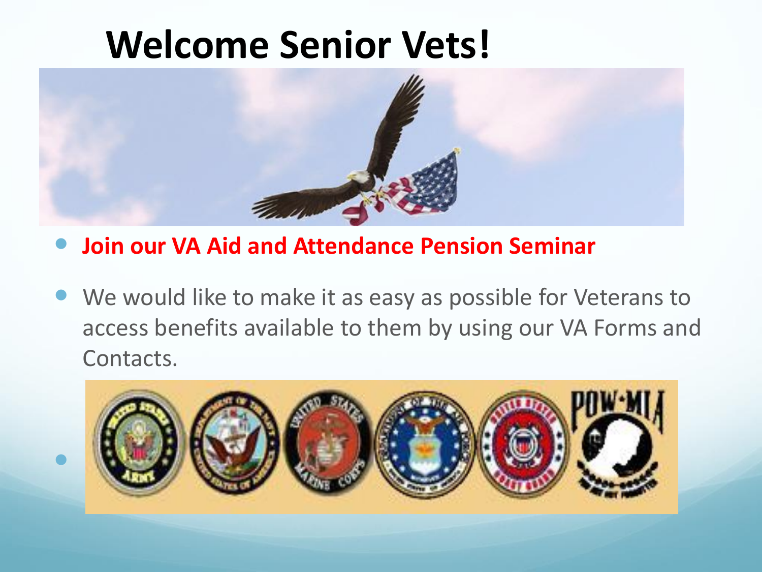# Welcome Senior Vets!

- **Join our VA Aid and Attendance Pension Seminar**
- We would like to make it as easy as possible for Veterans to access benefits available to them by using our VA Forms and Contacts.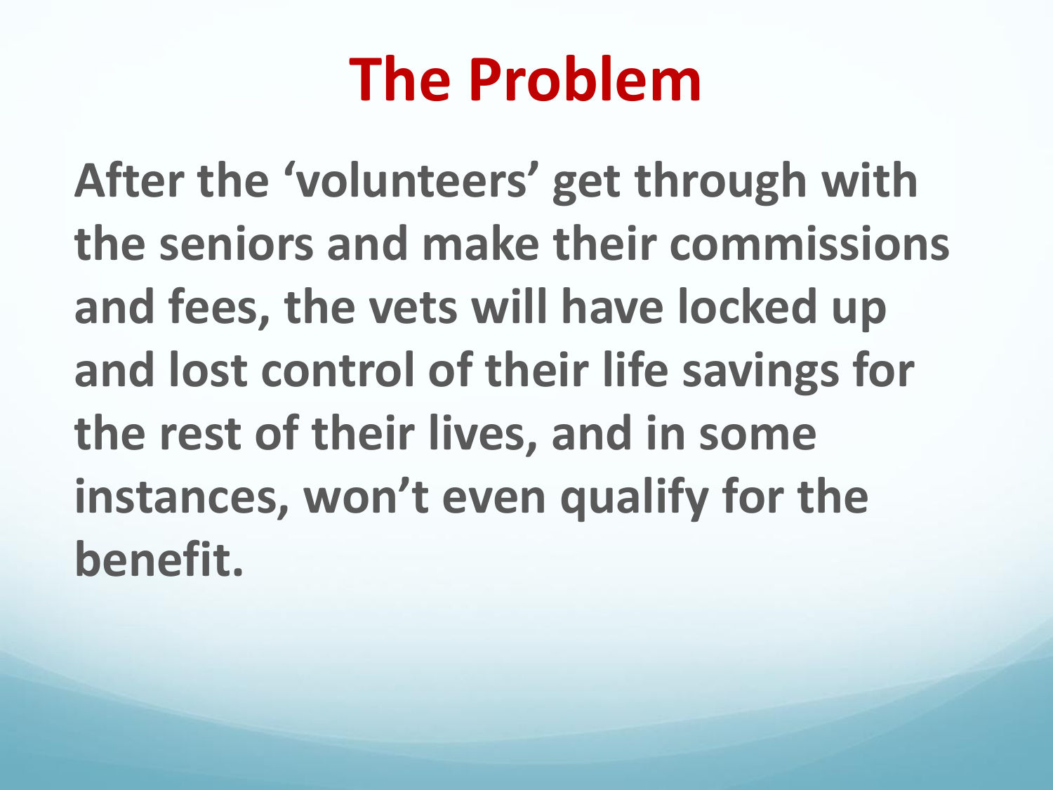# The Problem

**After the 'volunteers' get through with the seniors and make their commissions and fees, the vets will have locked up and lost control of their life savings for the rest of their lives, and in some instances, won't even qualify for the benefit.**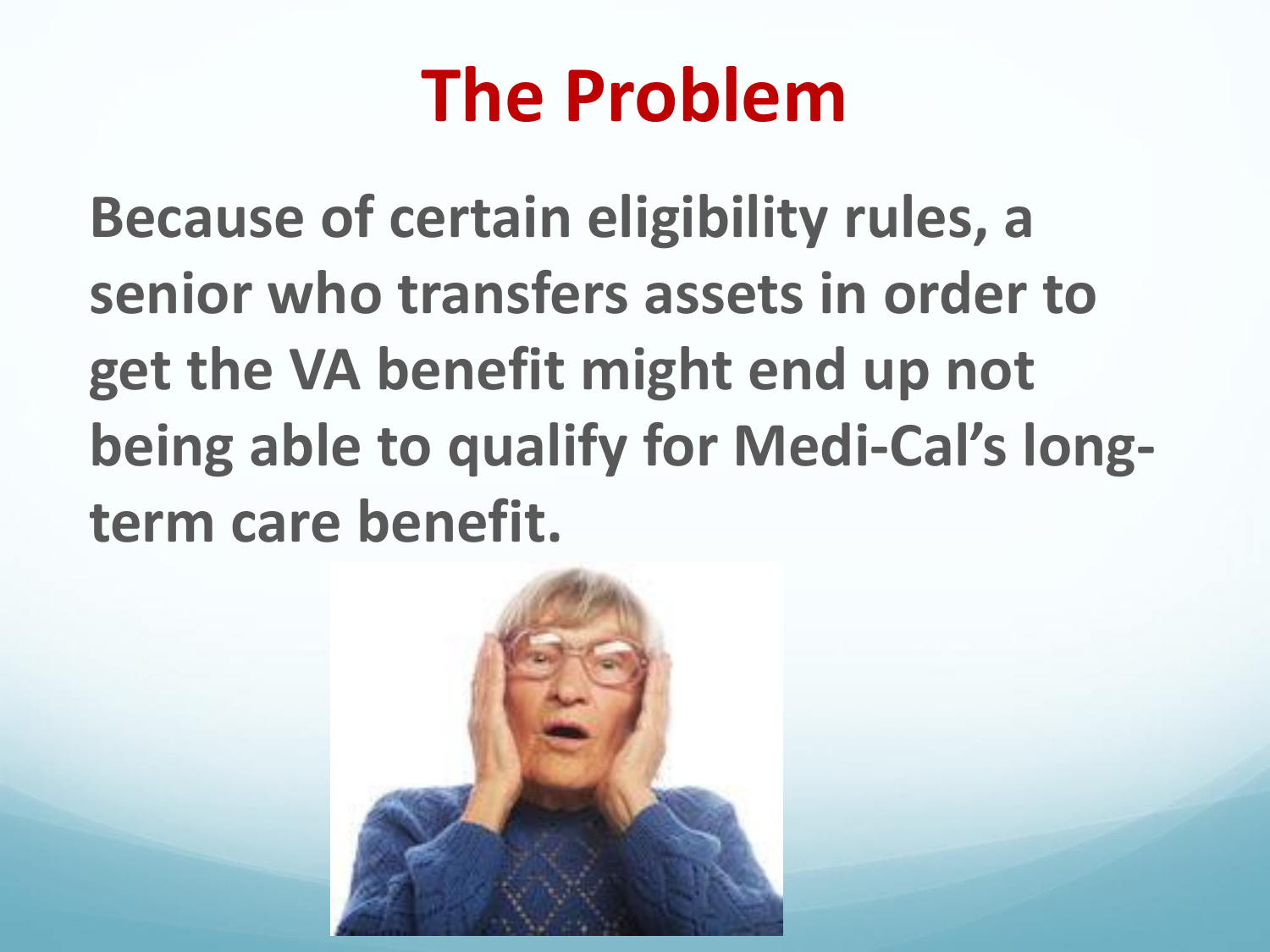# The Problem

**Because of certain eligibility rules, a senior who transfers assets in order to get the VA benefit might end up not being able to qualify for Medi-Cal's long-term care benefit.**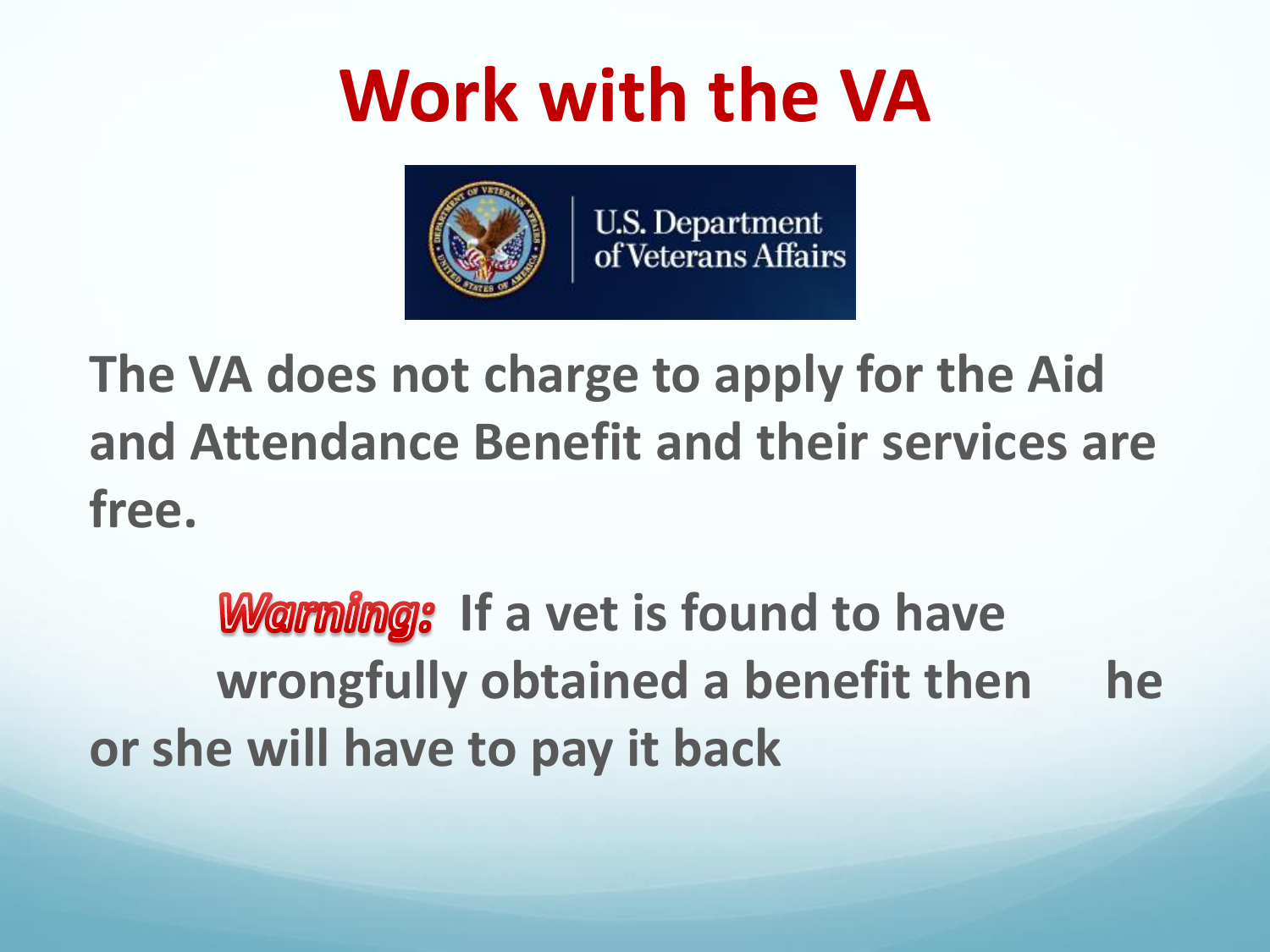# Work with the VA

U.S. Department of Veterans Affairs

**The VA does not charge to apply for the Aid and Attendance Benefit and their services are free.**

***Warning:*** **If a vet is found to have wrongfully obtained a benefit then he or she will have to pay it back**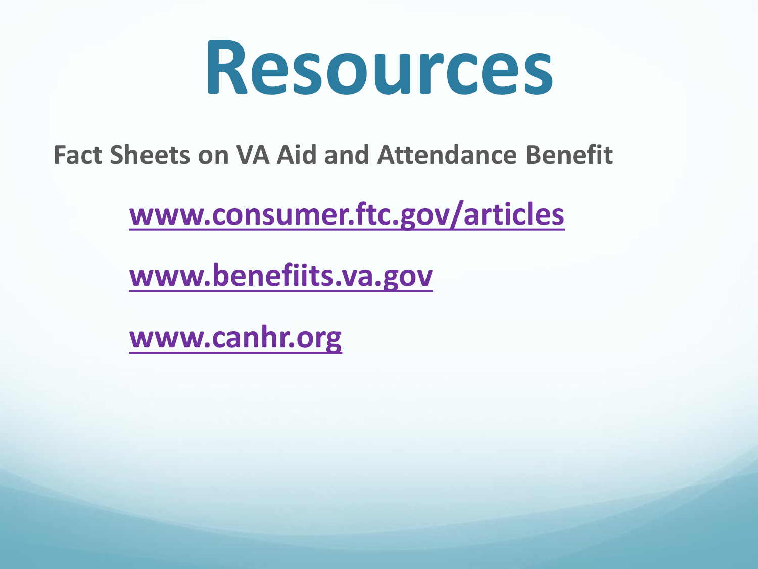# Resources

**Fact Sheets on VA Aid and Attendance Benefit**

**www.consumer.ftc.gov/articles**

**www.benefiits.va.gov**

**www.canhr.org**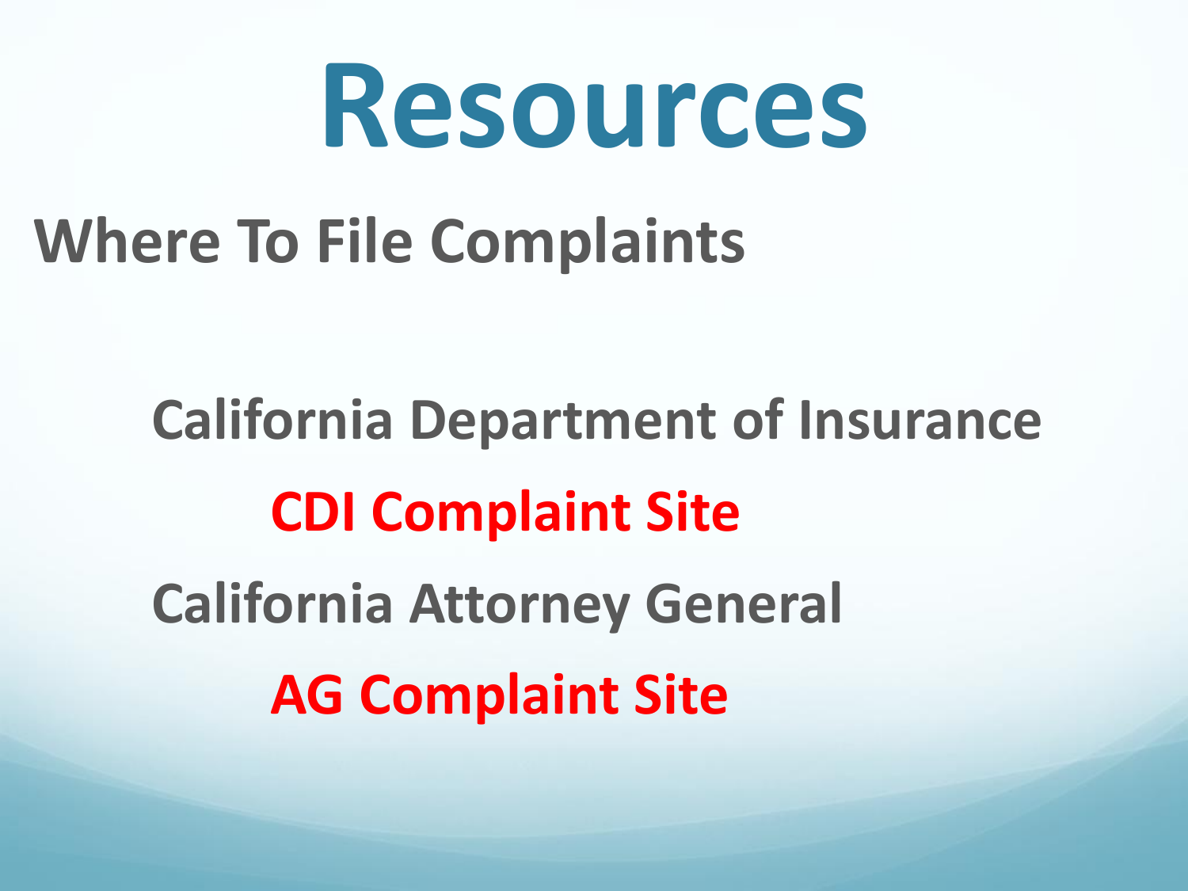# Resources

## Where To File Complaints

California Department of Insurance

**CDI Complaint Site**

California Attorney General

**AG Complaint Site**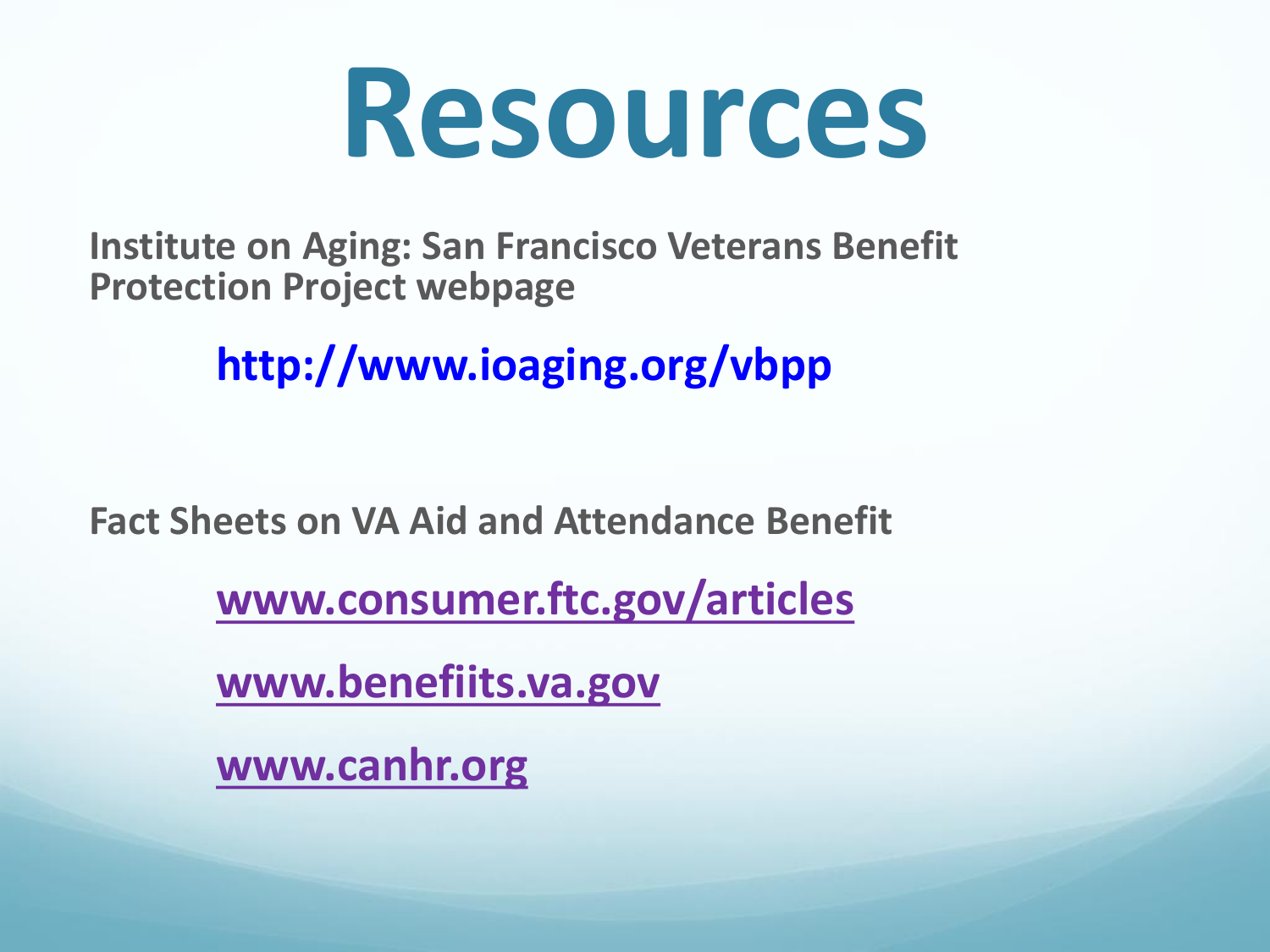# Resources

**Institute on Aging: San Francisco Veterans Benefit Protection Project webpage**

**http://www.ioaging.org/vbpp**

**Fact Sheets on VA Aid and Attendance Benefit**

**www.consumer.ftc.gov/articles**

**www.benefiits.va.gov**

**www.canhr.org**